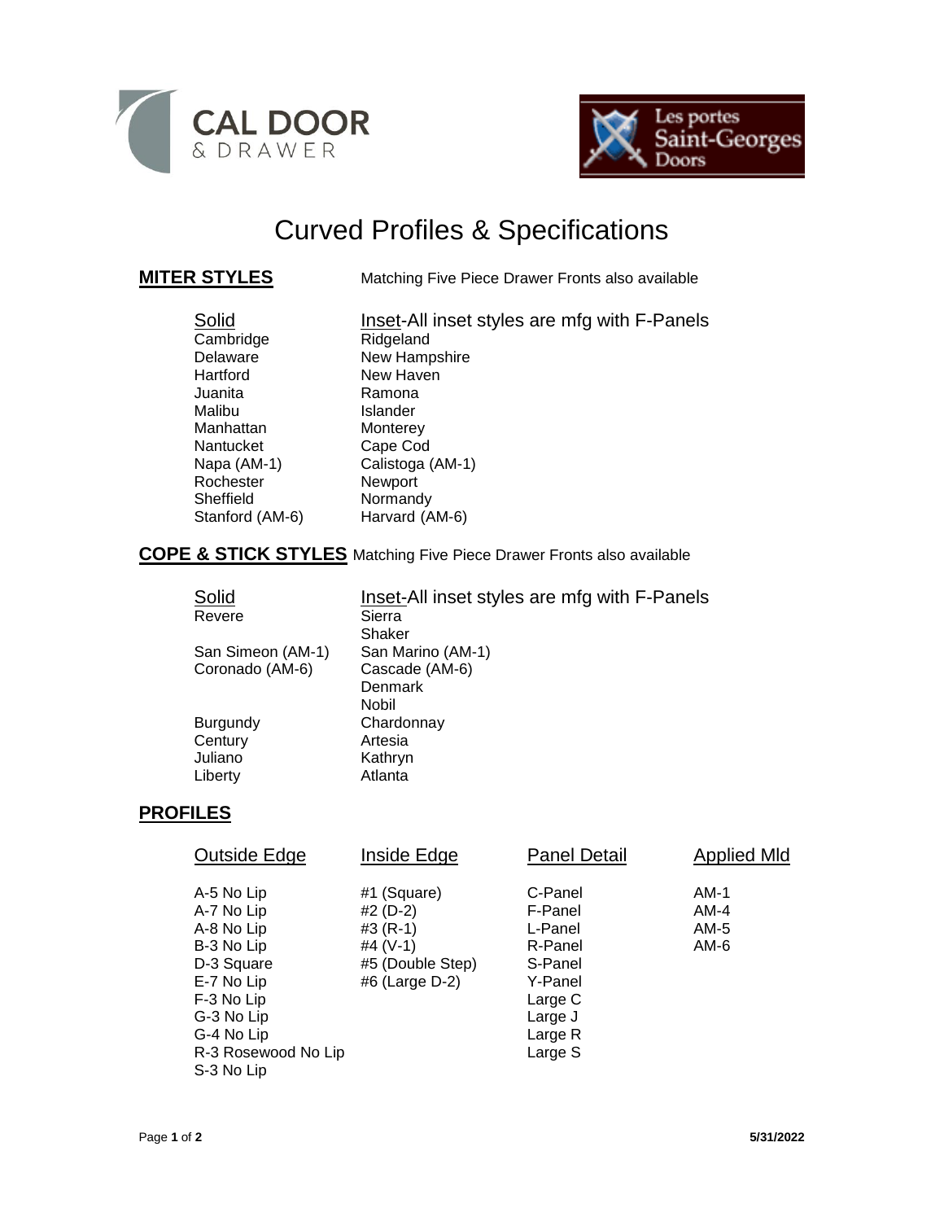CAL DOOR & DRAWER

Les portes Saint-Georges Doors

# Curved Profiles & Specifications

## MITER STYLES

Matching Five Piece Drawer Fronts also available

| Solid | Inset-All inset styles are mfg with F-Panels |
|---|---|
| Cambridge | Ridgeland |
| Delaware | New Hampshire |
| Hartford | New Haven |
| Juanita | Ramona |
| Malibu | Islander |
| Manhattan | Monterey |
| Nantucket | Cape Cod |
| Napa (AM-1) | Calistoga (AM-1) |
| Rochester | Newport |
| Sheffield | Normandy |
| Stanford (AM-6) | Harvard (AM-6) |

## COPE & STICK STYLES

Matching Five Piece Drawer Fronts also available

| Solid | Inset-All inset styles are mfg with F-Panels |
|---|---|
| Revere | Sierra |
| | Shaker |
| San Simeon (AM-1) | San Marino (AM-1) |
| Coronado (AM-6) | Cascade (AM-6) |
| | Denmark |
| | Nobil |
| Burgundy | Chardonnay |
| Century | Artesia |
| Juliano | Kathryn |
| Liberty | Atlanta |

## PROFILES

| Outside Edge | Inside Edge | Panel Detail | Applied Mld |
|---|---|---|---|
| A-5 No Lip | #1 (Square) | C-Panel | AM-1 |
| A-7 No Lip | #2 (D-2) | F-Panel | AM-4 |
| A-8 No Lip | #3 (R-1) | L-Panel | AM-5 |
| B-3 No Lip | #4 (V-1) | R-Panel | AM-6 |
| D-3 Square | #5 (Double Step) | S-Panel | |
| E-7 No Lip | #6 (Large D-2) | Y-Panel | |
| F-3 No Lip | | Large C | |
| G-3 No Lip | | Large J | |
| G-4 No Lip | | Large R | |
| R-3 Rosewood No Lip | | Large S | |
| S-3 No Lip | | | |

5/31/2022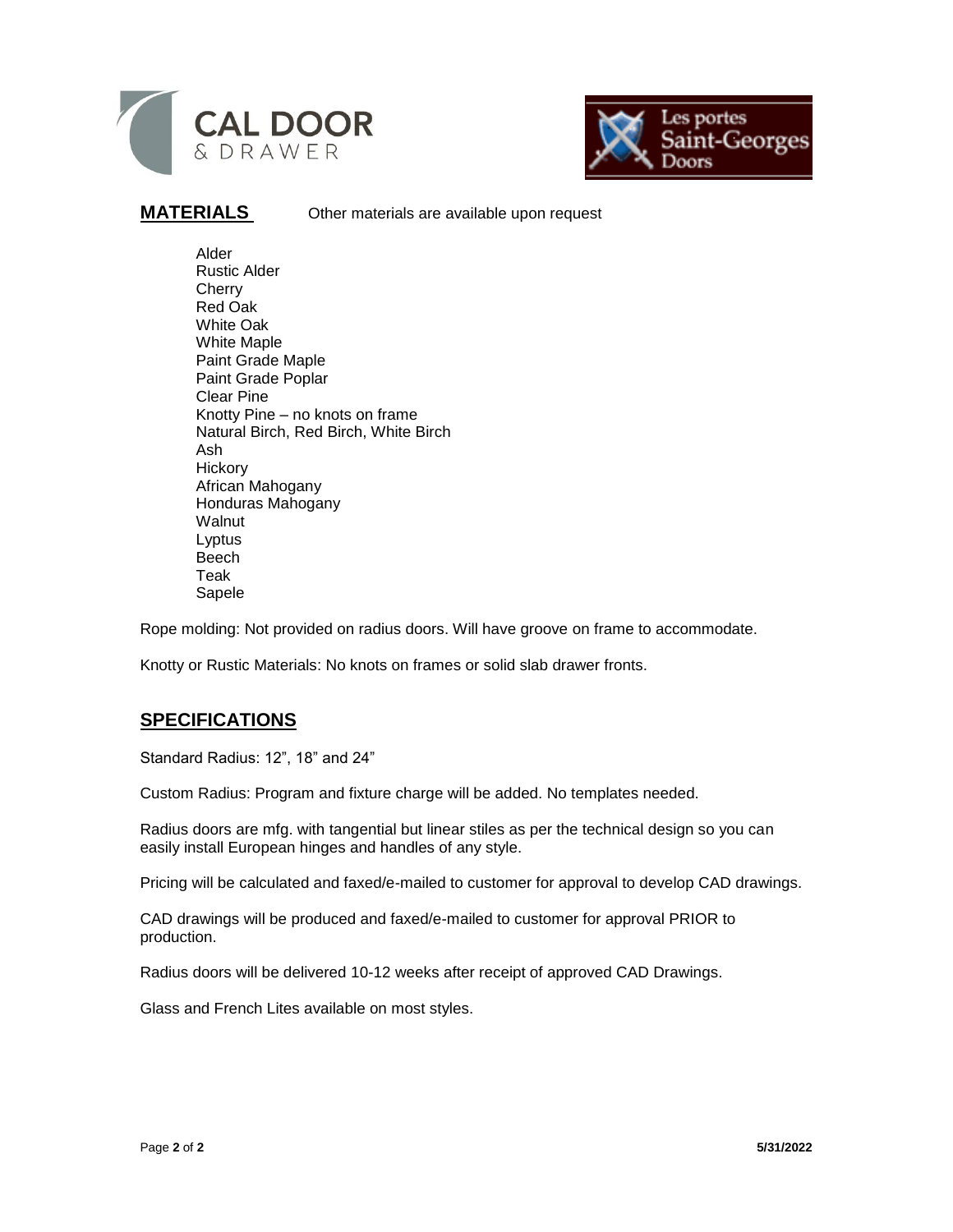## MATERIALS

Other materials are available upon request

- Alder
- Rustic Alder
- Cherry
- Red Oak
- White Oak
- White Maple
- Paint Grade Maple
- Paint Grade Poplar
- Clear Pine
- Knotty Pine – no knots on frame
- Natural Birch, Red Birch, White Birch
- Ash
- Hickory
- African Mahogany
- Honduras Mahogany
- Walnut
- Lyptus
- Beech
- Teak
- Sapele

Rope molding: Not provided on radius doors. Will have groove on frame to accommodate.

Knotty or Rustic Materials: No knots on frames or solid slab drawer fronts.

## SPECIFICATIONS

Standard Radius: 12", 18" and 24"

Custom Radius: Program and fixture charge will be added. No templates needed.

Radius doors are mfg. with tangential but linear stiles as per the technical design so you can easily install European hinges and handles of any style.

Pricing will be calculated and faxed/e-mailed to customer for approval to develop CAD drawings.

CAD drawings will be produced and faxed/e-mailed to customer for approval PRIOR to production.

Radius doors will be delivered 10-12 weeks after receipt of approved CAD Drawings.

Glass and French Lites available on most styles.